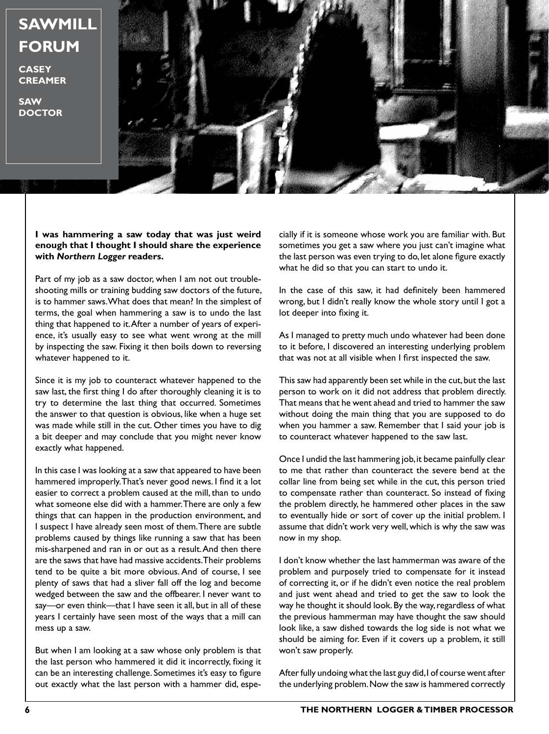# SAWMILL FORUM

**CASEY CREAMER**

**SAW DOCTOR**

**I was hammering a saw today that was just weird enough that I thought I should share the experience with *Northern Logger* readers.**

Part of my job as a saw doctor, when I am not out trouble-shooting mills or training budding saw doctors of the future, is to hammer saws. What does that mean? In the simplest of terms, the goal when hammering a saw is to undo the last thing that happened to it. After a number of years of experience, it's usually easy to see what went wrong at the mill by inspecting the saw. Fixing it then boils down to reversing whatever happened to it.

Since it is my job to counteract whatever happened to the saw last, the first thing I do after thoroughly cleaning it is to try to determine the last thing that occurred. Sometimes the answer to that question is obvious, like when a huge set was made while still in the cut. Other times you have to dig a bit deeper and may conclude that you might never know exactly what happened.

In this case I was looking at a saw that appeared to have been hammered improperly. That's never good news. I find it a lot easier to correct a problem caused at the mill, than to undo what someone else did with a hammer. There are only a few things that can happen in the production environment, and I suspect I have already seen most of them. There are subtle problems caused by things like running a saw that has been mis-sharpened and ran in or out as a result. And then there are the saws that have had massive accidents. Their problems tend to be quite a bit more obvious. And of course, I see plenty of saws that had a sliver fall off the log and become wedged between the saw and the offbearer. I never want to say—or even think—that I have seen it all, but in all of these years I certainly have seen most of the ways that a mill can mess up a saw.

But when I am looking at a saw whose only problem is that the last person who hammered it did it incorrectly, fixing it can be an interesting challenge. Sometimes it's easy to figure out exactly what the last person with a hammer did, especially if it is someone whose work you are familiar with. But sometimes you get a saw where you just can't imagine what the last person was even trying to do, let alone figure exactly what he did so that you can start to undo it.

In the case of this saw, it had definitely been hammered wrong, but I didn't really know the whole story until I got a lot deeper into fixing it.

As I managed to pretty much undo whatever had been done to it before, I discovered an interesting underlying problem that was not at all visible when I first inspected the saw.

This saw had apparently been set while in the cut, but the last person to work on it did not address that problem directly. That means that he went ahead and tried to hammer the saw without doing the main thing that you are supposed to do when you hammer a saw. Remember that I said your job is to counteract whatever happened to the saw last.

Once I undid the last hammering job, it became painfully clear to me that rather than counteract the severe bend at the collar line from being set while in the cut, this person tried to compensate rather than counteract. So instead of fixing the problem directly, he hammered other places in the saw to eventually hide or sort of cover up the initial problem. I assume that didn't work very well, which is why the saw was now in my shop.

I don't know whether the last hammerman was aware of the problem and purposely tried to compensate for it instead of correcting it, or if he didn't even notice the real problem and just went ahead and tried to get the saw to look the way he thought it should look. By the way, regardless of what the previous hammerman may have thought the saw should look like, a saw dished towards the log side is not what we should be aiming for. Even if it covers up a problem, it still won't saw properly.

After fully undoing what the last guy did, I of course went after the underlying problem. Now the saw is hammered correctly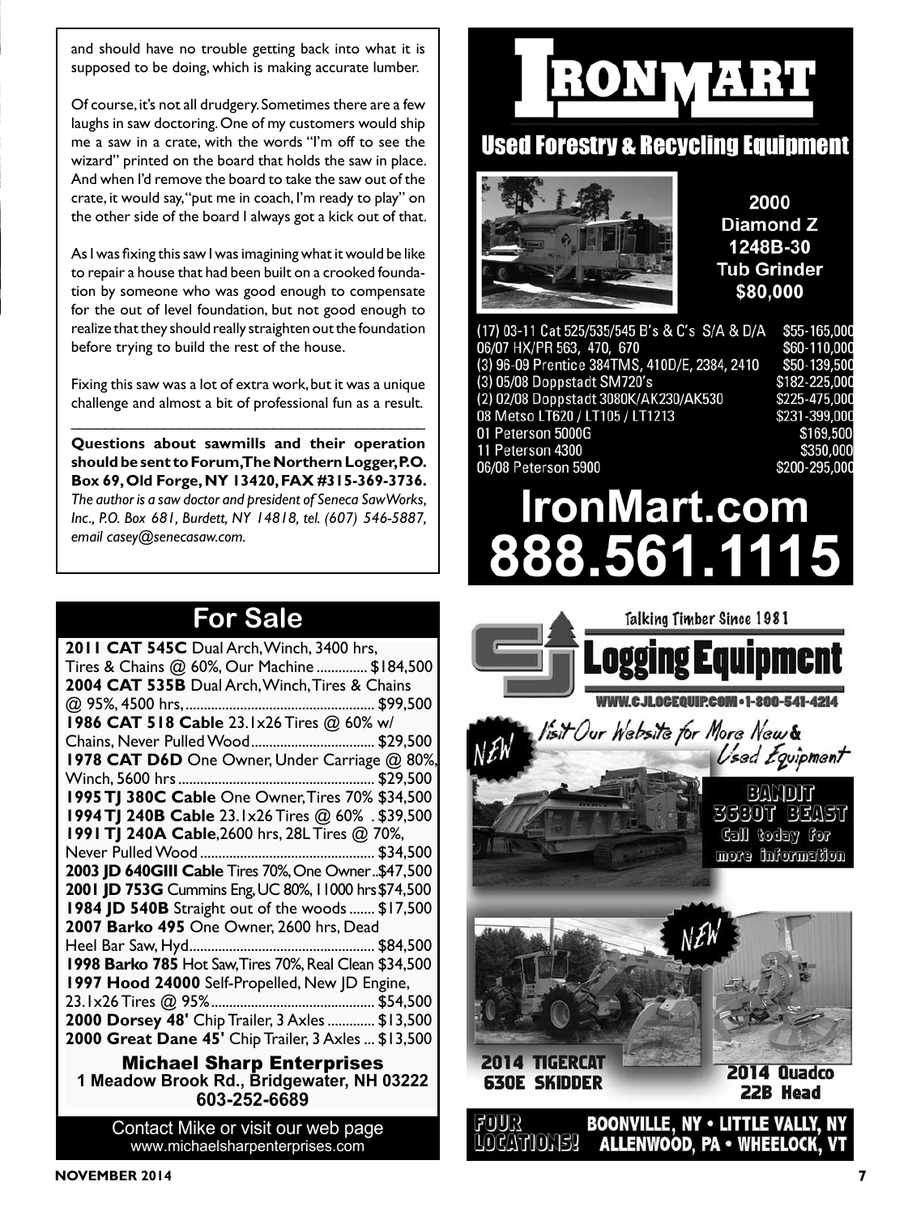and should have no trouble getting back into what it is supposed to be doing, which is making accurate lumber.

Of course, it's not all drudgery. Sometimes there are a few laughs in saw doctoring. One of my customers would ship me a saw in a crate, with the words "I'm off to see the wizard" printed on the board that holds the saw in place. And when I'd remove the board to take the saw out of the crate, it would say, "put me in coach, I'm ready to play" on the other side of the board I always got a kick out of that.

As I was fixing this saw I was imagining what it would be like to repair a house that had been built on a crooked foundation by someone who was good enough to compensate for the out of level foundation, but not good enough to realize that they should really straighten out the foundation before trying to build the rest of the house.

Fixing this saw was a lot of extra work, but it was a unique challenge and almost a bit of professional fun as a result.

---

**Questions about sawmills and their operation should be sent to Forum, The Northern Logger, P.O. Box 69, Old Forge, NY 13420, FAX #315-369-3736.**

*The author is a saw doctor and president of Seneca SawWorks, Inc., P.O. Box 681, Burdett, NY 14818, tel. (607) 546-5887, email casey@senecasaw.com.*

# IRONMART

## Used Forestry & Recycling Equipment

**2000 Diamond Z 1248B-30 Tub Grinder $80,000**

| | |
|---|---|
| (17) 03-11 Cat 525/535/545 B's & C's S/A & D/A | $55-165,000 |
| 06/07 HX/PR 563, 470, 670 | $60-110,000 |
| (3) 96-09 Prentice 384TMS, 410D/E, 2384, 2410 | $50-139,500 |
| (3) 05/08 Doppstadt SM720's | $182-225,000 |
| (2) 02/08 Doppstadt 3080K/AK230/AK530 | $225-475,000 |
| 08 Metso LT620 / LT105 / LT1213 | $231-399,000 |
| 01 Peterson 5000G | $169,500 |
| 11 Peterson 4300 | $350,000 |
| 06/08 Peterson 5900 | $200-295,000 |

**IronMart.com**
**888.561.1115**

## For Sale

**2011 CAT 545C** Dual Arch, Winch, 3400 hrs, Tires & Chains @ 60%, Our Machine .............. $184,500
**2004 CAT 535B** Dual Arch, Winch, Tires & Chains @ 95%, 4500 hrs, .................................................. $99,500
**1986 CAT 518 Cable** 23.1x26 Tires @ 60% w/ Chains, Never Pulled Wood.................................. $29,500
**1978 CAT D6D** One Owner, Under Carriage @ 80%, Winch, 5600 hrs ...................................................... $29,500
**1995 TJ 380C Cable** One Owner, Tires 70% $34,500
**1994 TJ 240B Cable** 23.1x26 Tires @ 60% . $39,500
**1991 TJ 240A Cable**, 2600 hrs, 28L Tires @ 70%, Never Pulled Wood ................................................ $34,500
**2003 JD 640GIII Cable** Tires 70%, One Owner ..$47,500
**2001 JD 753G** Cummins Eng, UC 80%, 11000 hrs $74,500
**1984 JD 540B** Straight out of the woods ....... $17,500
**2007 Barko 495** One Owner, 2600 hrs, Dead Heel Bar Saw, Hyd................................................... $84,500
**1998 Barko 785** Hot Saw, Tires 70%, Real Clean $34,500
**1997 Hood 24000** Self-Propelled, New JD Engine, 23.1x26 Tires @ 95%............................................ $54,500
**2000 Dorsey 48'** Chip Trailer, 3 Axles ............. $13,500
**2000 Great Dane 45'** Chip Trailer, 3 Axles ... $13,500

**Michael Sharp Enterprises**
**1 Meadow Brook Rd., Bridgewater, NH 03222**
**603-252-6689**

Contact Mike or visit our web page
www.michaelsharpenterprises.com

Talking Timber Since 1981

# CJ Logging Equipment

WWW.CJLOGEQUIP.COM • 1-800-541-4214

NEW Visit Our Website for More New & Used Equipment

BANDIT 3680T BEAST
Call today for more information

NEW

2014 TIGERCAT 630E SKIDDER

2014 Quadco 22B Head

FOUR LOCATIONS! BOONVILLE, NY • LITTLE VALLY, NY ALLENWOOD, PA • WHEELOCK, VT